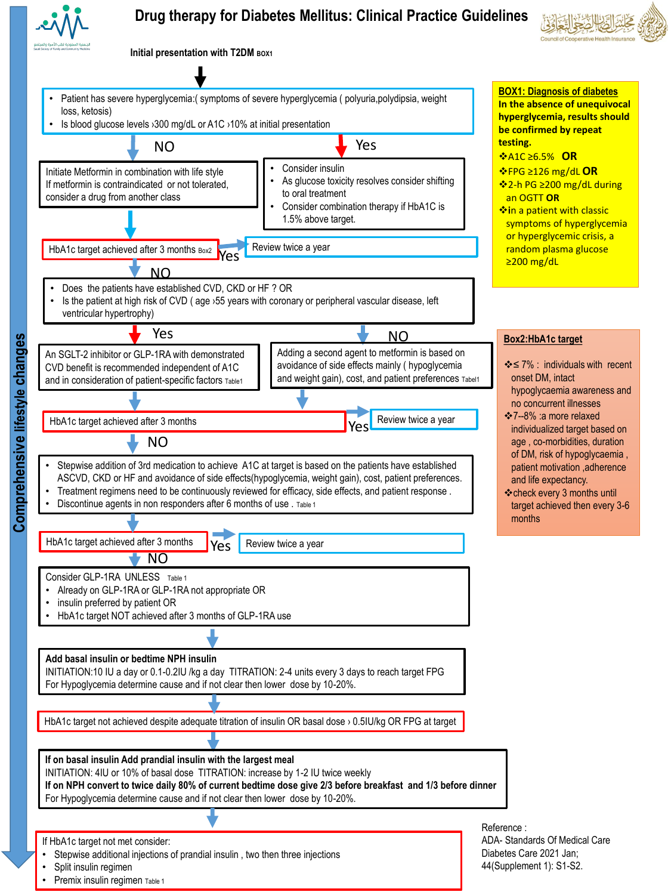# Drug therapy for Diabetes Mellitus: Clinical Practice Guidelines

**Initial presentation with T2DM** BOX1

- Patient has severe hyperglycemia:( symptoms of severe hyperglycemia ( polyuria,polydipsia, weight loss, ketosis)
- Is blood glucose levels ›300 mg/dL or A1C ›10% at initial presentation

**NO** → Initiate Metformin in combination with life style. If metformin is contraindicated or not tolerated, consider a drug from another class

**Yes** →
- Consider insulin
- As glucose toxicity resolves consider shifting to oral treatment
- Consider combination therapy if HbA1C is 1.5% above target.

HbA1c target achieved after 3 months Box2 → **Yes** → Review twice a year

**NO**

- Does the patients have established CVD, CKD or HF ? OR
- Is the patient at high risk of CVD ( age ›55 years with coronary or peripheral vascular disease, left ventricular hypertrophy)

**Yes** → An SGLT-2 inhibitor or GLP-1RA with demonstrated CVD benefit is recommended independent of A1C and in consideration of patient-specific factors Table1

**NO** → Adding a second agent to metformin is based on avoidance of side effects mainly ( hypoglycemia and weight gain), cost, and patient preferences Tabel1

HbA1c target achieved after 3 months → **Yes** → Review twice a year

**NO**

- Stepwise addition of 3rd medication to achieve A1C at target is based on the patients have established ASCVD, CKD or HF and avoidance of side effects(hypoglycemia, weight gain), cost, patient preferences.
- Treatment regimens need to be continuously reviewed for efficacy, side effects, and patient response .
- Discontinue agents in non responders after 6 months of use . Table 1

HbA1c target achieved after 3 months → **Yes** → Review twice a year

**NO**

Consider GLP-1RA UNLESS Table 1
- Already on GLP-1RA or GLP-1RA not appropriate OR
- insulin preferred by patient OR
- HbA1c target NOT achieved after 3 months of GLP-1RA use

**Add basal insulin or bedtime NPH insulin**
INITIATION:10 IU a day or 0.1-0.2IU /kg a day TITRATION: 2-4 units every 3 days to reach target FPG
For Hypoglycemia determine cause and if not clear then lower dose by 10-20%.

HbA1c target not achieved despite adequate titration of insulin OR basal dose › 0.5IU/kg OR FPG at target

**If on basal insulin Add prandial insulin with the largest meal**
INITIATION: 4IU or 10% of basal dose TITRATION: increase by 1-2 IU twice weekly
**If on NPH convert to twice daily 80% of current bedtime dose give 2/3 before breakfast and 1/3 before dinner**
For Hypoglycemia determine cause and if not clear then lower dose by 10-20%.

If HbA1c target not met consider:
- Stepwise additional injections of prandial insulin , two then three injections
- Split insulin regimen
- Premix insulin regimen Table 1

**Comprehensive lifestyle changes**

**BOX1: Diagnosis of diabetes**
**In the absence of unequivocal hyperglycemia, results should be confirmed by repeat testing.**
- A1C ≥6.5% **OR**
- FPG ≥126 mg/dL **OR**
- 2-h PG ≥200 mg/dL during an OGTT **OR**
- in a patient with classic symptoms of hyperglycemia or hyperglycemic crisis, a random plasma glucose ≥200 mg/dL

**Box2:HbA1c target**
- ≤ 7% : individuals with recent onset DM, intact hypoglycaemia awareness and no concurrent illnesses
- 7--8% :a more relaxed individualized target based on age , co-morbidities, duration of DM, risk of hypoglycaemia , patient motivation ,adherence and life expectancy.
- check every 3 months until target achieved then every 3-6 months

Reference :
ADA- Standards Of Medical Care Diabetes Care 2021 Jan; 44(Supplement 1): S1-S2.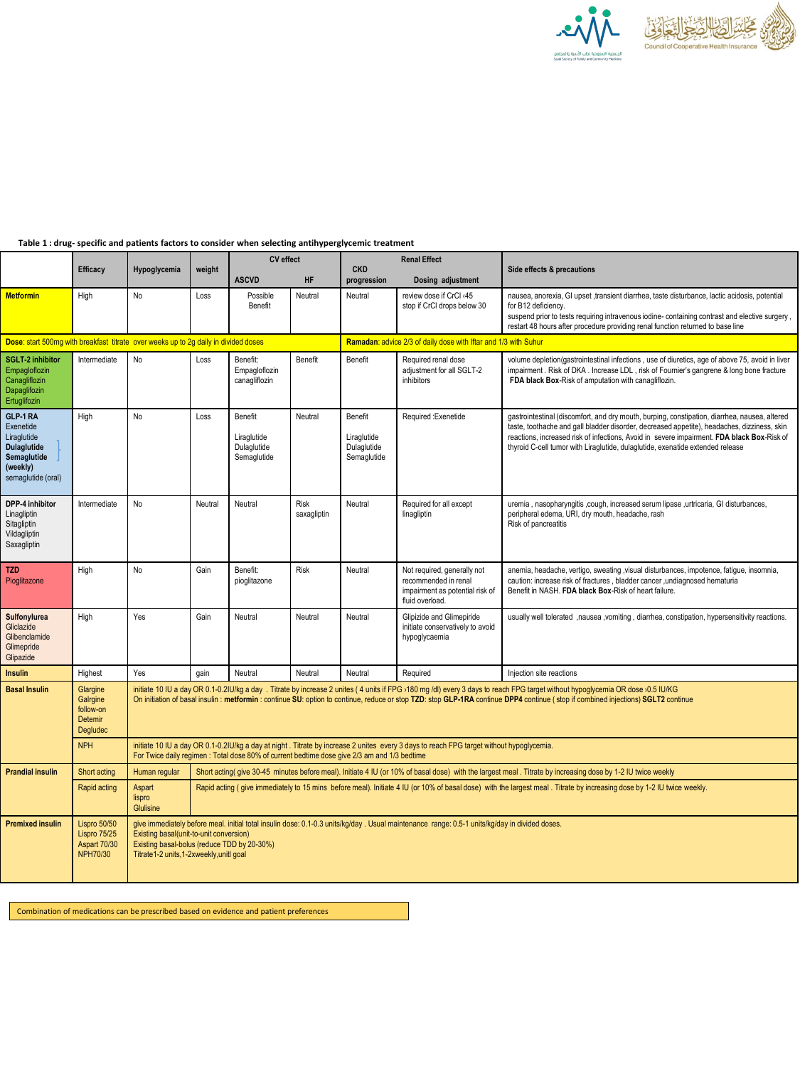**Table 1 : drug- specific and patients factors to consider when selecting antihyperglycemic treatment**

| | Efficacy | Hypoglycemia | weight | CV effect | | Renal Effect | | Side effects & precautions |
|---|---|---|---|---|---|---|---|---|
| | | | | ASCVD | HF | CKD progression | Dosing adjustment | |
| **Metformin** | High | No | Loss | Possible Benefit | Neutral | Neutral | review dose if CrCl ‹45 stop if CrCl drops below 30 | nausea, anorexia, GI upset ,transient diarrhea, taste disturbance, lactic acidosis, potential for B12 deficiency. suspend prior to tests requiring intravenous iodine- containing contrast and elective surgery , restart 48 hours after procedure providing renal function returned to base line |
| **Dose**: start 500mg with breakfast titrate over weeks up to 2g daily in divided doses | | | | | | **Ramadan**: advice 2/3 of daily dose with Iftar and 1/3 with Suhur | | |
| **SGLT-2 inhibitor** Empaglofiozin Canagliflozin Dapaglifozin Ertuglifozin | Intermediate | No | Loss | Benefit: Empaglofiozin canagliflozin | Benefit | Benefit | Required renal dose adjustment for all SGLT-2 inhibitors | volume depletion(gastrointestinal infections , use of diuretics, age of above 75, avoid in liver impairment . Risk of DKA . Increase LDL , risk of Fournier's gangrene & long bone fracture **FDA black Box**-Risk of amputation with canagliflozin. |
| **GLP-1 RA** Exenetide Liraglutide **Dulaglutide** **Semaglutide (weekly)** semaglutide (oral) | High | No | Loss | Benefit Liraglutide Dulaglutide Semaglutide | Neutral | Benefit Liraglutide Dulaglutide Semaglutide | Required :Exenetide | gastrointestinal (discomfort, and dry mouth, burping, constipation, diarrhea, nausea, altered taste, toothache and gall bladder disorder, decreased appetite), headaches, dizziness, skin reactions, increased risk of infections, Avoid in severe impairment. **FDA black Box**-Risk of thyroid C-cell tumor with Liraglutide, dulaglutide, exenatide extended release |
| **DPP-4 inhibitor** Linagliptin Sitagliptin Vildagliptin Saxagliptin | Intermediate | No | Neutral | Neutral | Risk saxagliptin | Neutral | Required for all except linagliptin | uremia , nasopharyngitis ,cough, increased serum lipase ,urtricaria, GI disturbances, peripheral edema, URI, dry mouth, headache, rash Risk of pancreatitis |
| **TZD** Pioglitazone | High | No | Gain | Benefit: pioglitazone | Risk | Neutral | Not required, generally not recommended in renal impairment as potential risk of fluid overload. | anemia, headache, vertigo, sweating ,visual disturbances, impotence, fatigue, insomnia, caution: increase risk of fractures , bladder cancer ,undiagnosed hematuria Benefit in NASH. **FDA black Box**-Risk of heart failure. |
| **Sulfonylurea** Gliclazide Glibenclamide Glimepride Glipazide | High | Yes | Gain | Neutral | Neutral | Neutral | Glipizide and Glimepiride initiate conservatively to avoid hypoglycaemia | usually well tolerated ,nausea ,vomiting , diarrhea, constipation, hypersensitivity reactions. |
| **Insulin** | Highest | Yes | gain | Neutral | Neutral | Neutral | Required | Injection site reactions |
| **Basal Insulin** | Glargine Galrgine follow-on Detemir Degludec | initiate 10 IU a day OR 0.1-0.2IU/kg a day . Titrate by increase 2 unites ( 4 units if FPG ›180 mg /dl) every 3 days to reach FPG target without hypoglycemia OR dose ›0.5 IU/KG On initiation of basal insulin : **metformin** : continue **SU**: option to continue, reduce or stop **TZD**: stop **GLP-1RA** continue **DPP4** continue ( stop if combined injections) **SGLT2** continue | | | | | | |
| | NPH | initiate 10 IU a day OR 0.1-0.2IU/kg a day at night . Titrate by increase 2 unites every 3 days to reach FPG target without hypoglycemia. For Twice daily regimen : Total dose 80% of current bedtime dose give 2/3 am and 1/3 bedtime | | | | | | |
| **Prandial insulin** | Short acting | Human regular | Short acting( give 30-45 minutes before meal). Initiate 4 IU (or 10% of basal dose) with the largest meal . Titrate by increasing dose by 1-2 IU twice weekly | | | | | |
| | Rapid acting | Aspart lispro Glulisine | Rapid acting ( give immediately to 15 mins before meal). Initiate 4 IU (or 10% of basal dose) with the largest meal . Titrate by increasing dose by 1-2 IU twice weekly. | | | | | |
| **Premixed insulin** | Lispro 50/50 Lispro 75/25 Aspart 70/30 NPH70/30 | give immediately before meal. initial total insulin dose: 0.1-0.3 units/kg/day . Usual maintenance range: 0.5-1 units/kg/day in divided doses. Existing basal(unit-to-unit conversion) Existing basal-bolus (reduce TDD by 20-30%) Titrate1-2 units,1-2xweekly,unitl goal | | | | | | |

Combination of medications can be prescribed based on evidence and patient preferences